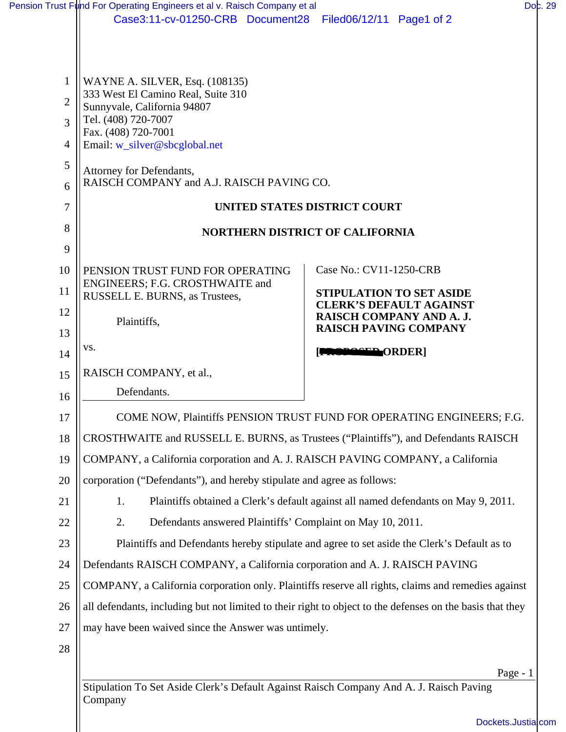WAYNE A. SILVER, Esq. (108135)
333 West El Camino Real, Suite 310
Sunnyvale, California 94807
Tel. (408) 720-7007
Fax. (408) 720-7001
Email: w_silver@sbcglobal.net

Attorney for Defendants,
RAISCH COMPANY and A.J. RAISCH PAVING CO.

**UNITED STATES DISTRICT COURT**

**NORTHERN DISTRICT OF CALIFORNIA**

PENSION TRUST FUND FOR OPERATING ENGINEERS; F.G. CROSTHWAITE and RUSSELL E. BURNS, as Trustees,

Plaintiffs,

vs.

RAISCH COMPANY, et al.,

Defendants.

Case No.: CV11-1250-CRB

**STIPULATION TO SET ASIDE CLERK'S DEFAULT AGAINST RAISCH COMPANY AND A. J. RAISCH PAVING COMPANY**

**[PROPOSED ORDER]**

COME NOW, Plaintiffs PENSION TRUST FUND FOR OPERATING ENGINEERS; F.G. CROSTHWAITE and RUSSELL E. BURNS, as Trustees ("Plaintiffs"), and Defendants RAISCH COMPANY, a California corporation and A. J. RAISCH PAVING COMPANY, a California corporation ("Defendants"), and hereby stipulate and agree as follows:

1. Plaintiffs obtained a Clerk's default against all named defendants on May 9, 2011.
2. Defendants answered Plaintiffs' Complaint on May 10, 2011.

Plaintiffs and Defendants hereby stipulate and agree to set aside the Clerk's Default as to Defendants RAISCH COMPANY, a California corporation and A. J. RAISCH PAVING COMPANY, a California corporation only. Plaintiffs reserve all rights, claims and remedies against all defendants, including but not limited to their right to object to the defenses on the basis that they may have been waived since the Answer was untimely.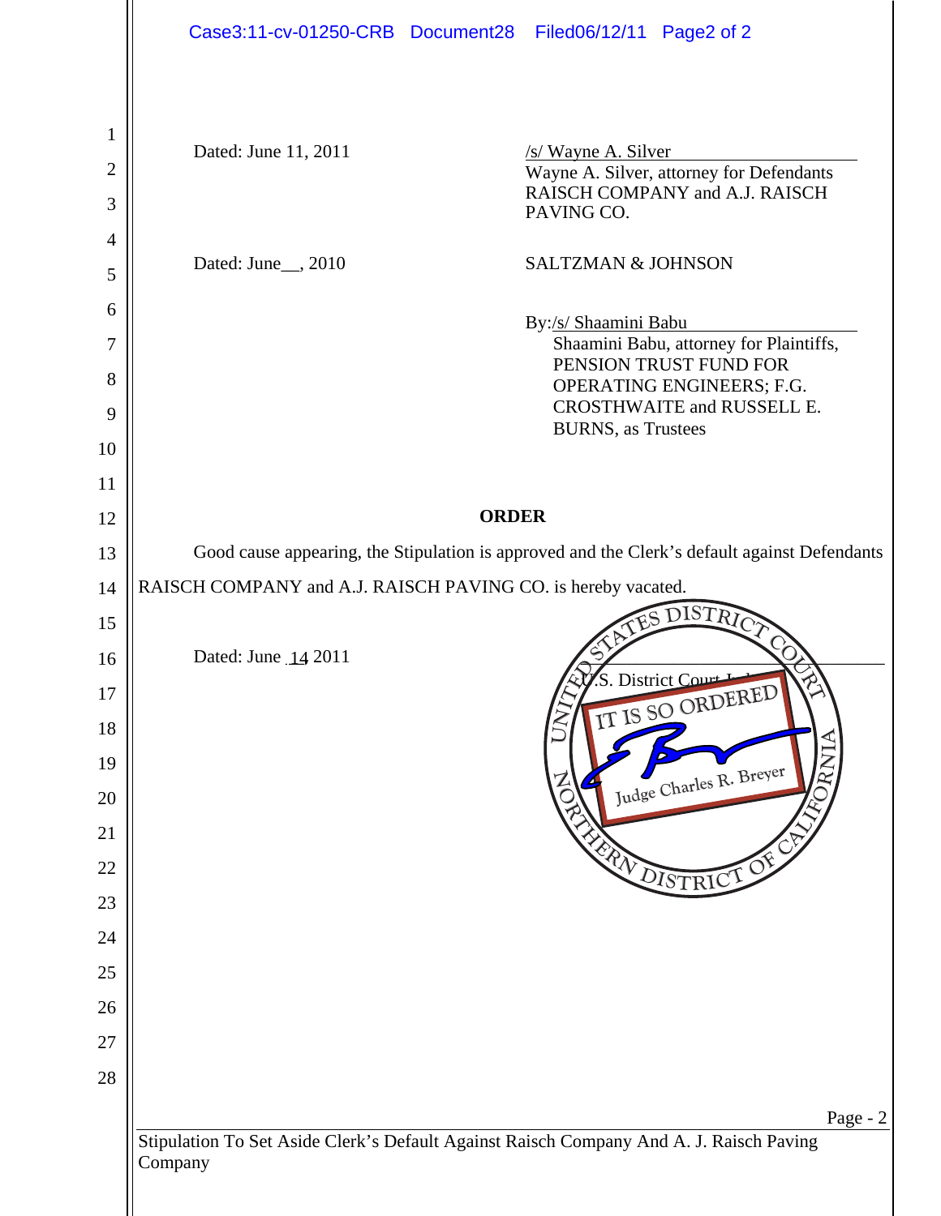Dated: June 11, 2011

/s/ Wayne A. Silver
Wayne A. Silver, attorney for Defendants RAISCH COMPANY and A.J. RAISCH PAVING CO.

Dated: June__, 2010

SALTZMAN & JOHNSON

By:/s/ Shaamini Babu
Shaamini Babu, attorney for Plaintiffs, PENSION TRUST FUND FOR OPERATING ENGINEERS; F.G. CROSTHWAITE and RUSSELL E. BURNS, as Trustees

**ORDER**

Good cause appearing, the Stipulation is approved and the Clerk's default against Defendants RAISCH COMPANY and A.J. RAISCH PAVING CO. is hereby vacated.

Dated: June 14 2011

U.S. District Court Judge

UNITED STATES DISTRICT COURT
IT IS SO ORDERED
Judge Charles R. Breyer
NORTHERN DISTRICT OF CALIFORNIA

Stipulation To Set Aside Clerk's Default Against Raisch Company And A. J. Raisch Paving Company